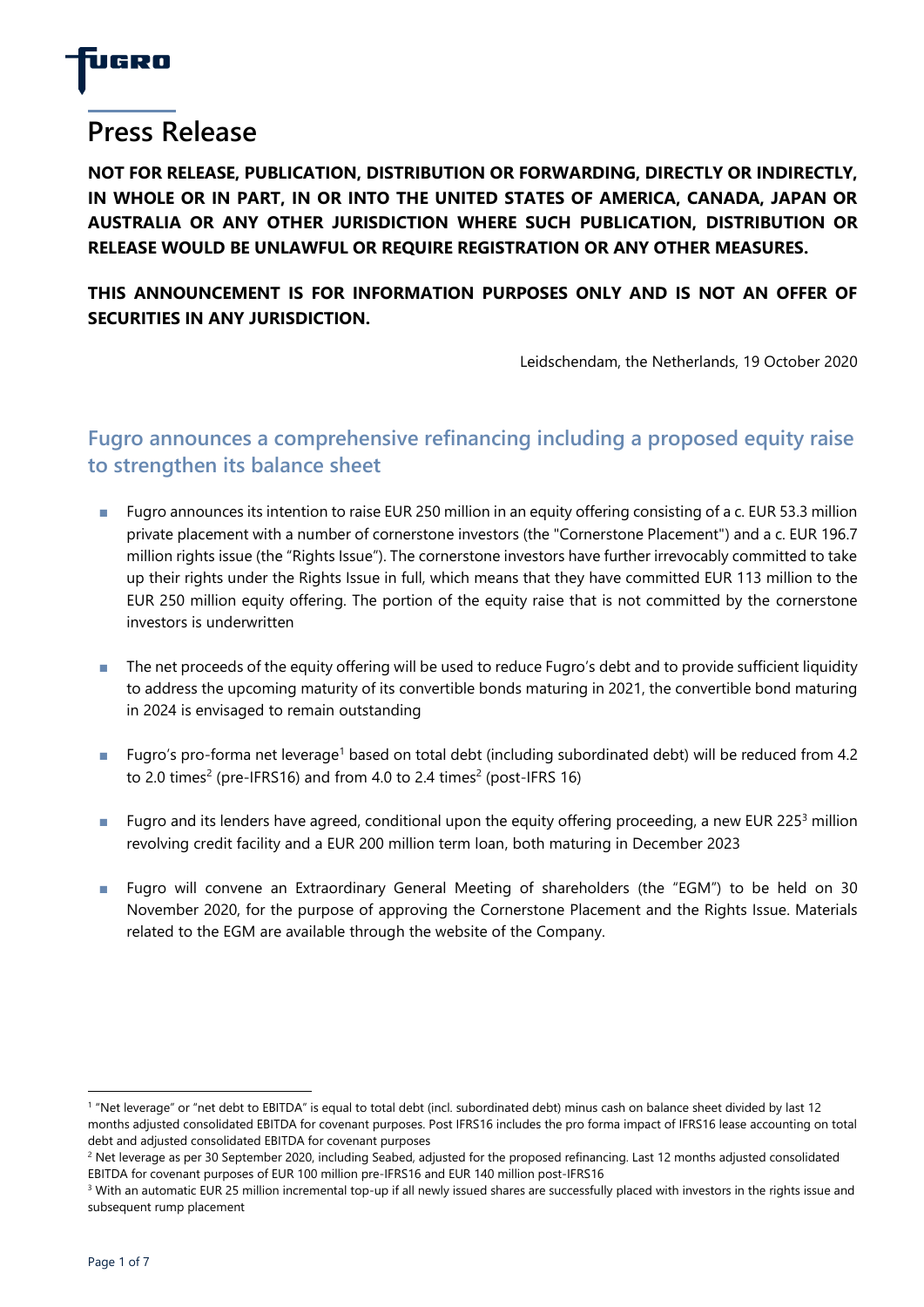# Press Release

**NOT FOR RELEASE, PUBLICATION, DISTRIBUTION OR FORWARDING, DIRECTLY OR INDIRECTLY, IN WHOLE OR IN PART, IN OR INTO THE UNITED STATES OF AMERICA, CANADA, JAPAN OR AUSTRALIA OR ANY OTHER JURISDICTION WHERE SUCH PUBLICATION, DISTRIBUTION OR RELEASE WOULD BE UNLAWFUL OR REQUIRE REGISTRATION OR ANY OTHER MEASURES.**

**THIS ANNOUNCEMENT IS FOR INFORMATION PURPOSES ONLY AND IS NOT AN OFFER OF SECURITIES IN ANY JURISDICTION.**

Leidschendam, the Netherlands, 19 October 2020

## Fugro announces a comprehensive refinancing including a proposed equity raise to strengthen its balance sheet

- Fugro announces its intention to raise EUR 250 million in an equity offering consisting of a c. EUR 53.3 million private placement with a number of cornerstone investors (the "Cornerstone Placement") and a c. EUR 196.7 million rights issue (the "Rights Issue"). The cornerstone investors have further irrevocably committed to take up their rights under the Rights Issue in full, which means that they have committed EUR 113 million to the EUR 250 million equity offering. The portion of the equity raise that is not committed by the cornerstone investors is underwritten

- The net proceeds of the equity offering will be used to reduce Fugro's debt and to provide sufficient liquidity to address the upcoming maturity of its convertible bonds maturing in 2021, the convertible bond maturing in 2024 is envisaged to remain outstanding

- Fugro's pro-forma net leverage[1] based on total debt (including subordinated debt) will be reduced from 4.2 to 2.0 times[2] (pre-IFRS16) and from 4.0 to 2.4 times[2] (post-IFRS 16)

- Fugro and its lenders have agreed, conditional upon the equity offering proceeding, a new EUR 225[3] million revolving credit facility and a EUR 200 million term loan, both maturing in December 2023

- Fugro will convene an Extraordinary General Meeting of shareholders (the "EGM") to be held on 30 November 2020, for the purpose of approving the Cornerstone Placement and the Rights Issue. Materials related to the EGM are available through the website of the Company.

---

[1] "Net leverage" or "net debt to EBITDA" is equal to total debt (incl. subordinated debt) minus cash on balance sheet divided by last 12 months adjusted consolidated EBITDA for covenant purposes. Post IFRS16 includes the pro forma impact of IFRS16 lease accounting on total debt and adjusted consolidated EBITDA for covenant purposes

[2] Net leverage as per 30 September 2020, including Seabed, adjusted for the proposed refinancing. Last 12 months adjusted consolidated EBITDA for covenant purposes of EUR 100 million pre-IFRS16 and EUR 140 million post-IFRS16

[3] With an automatic EUR 25 million incremental top-up if all newly issued shares are successfully placed with investors in the rights issue and subsequent rump placement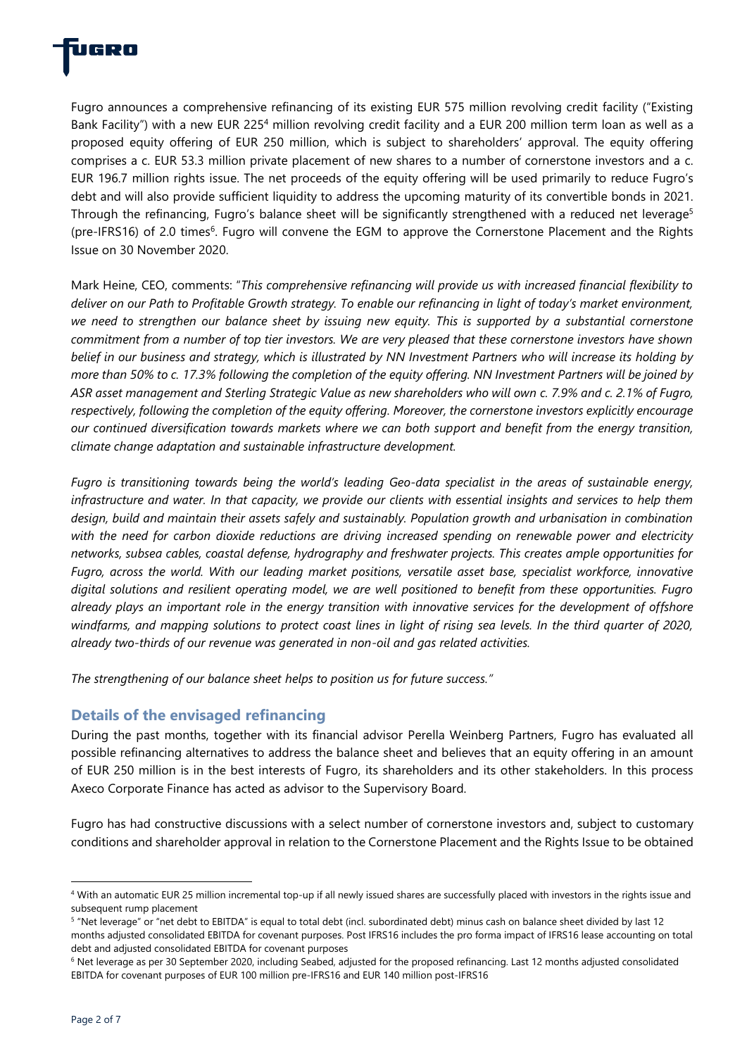Fugro announces a comprehensive refinancing of its existing EUR 575 million revolving credit facility ("Existing Bank Facility") with a new EUR 225[4] million revolving credit facility and a EUR 200 million term loan as well as a proposed equity offering of EUR 250 million, which is subject to shareholders' approval. The equity offering comprises a c. EUR 53.3 million private placement of new shares to a number of cornerstone investors and a c. EUR 196.7 million rights issue. The net proceeds of the equity offering will be used primarily to reduce Fugro's debt and will also provide sufficient liquidity to address the upcoming maturity of its convertible bonds in 2021. Through the refinancing, Fugro's balance sheet will be significantly strengthened with a reduced net leverage[5] (pre-IFRS16) of 2.0 times[6]. Fugro will convene the EGM to approve the Cornerstone Placement and the Rights Issue on 30 November 2020.

Mark Heine, CEO, comments: "*This comprehensive refinancing will provide us with increased financial flexibility to deliver on our Path to Profitable Growth strategy. To enable our refinancing in light of today's market environment, we need to strengthen our balance sheet by issuing new equity. This is supported by a substantial cornerstone commitment from a number of top tier investors. We are very pleased that these cornerstone investors have shown belief in our business and strategy, which is illustrated by NN Investment Partners who will increase its holding by more than 50% to c. 17.3% following the completion of the equity offering. NN Investment Partners will be joined by ASR asset management and Sterling Strategic Value as new shareholders who will own c. 7.9% and c. 2.1% of Fugro, respectively, following the completion of the equity offering. Moreover, the cornerstone investors explicitly encourage our continued diversification towards markets where we can both support and benefit from the energy transition, climate change adaptation and sustainable infrastructure development.*

*Fugro is transitioning towards being the world's leading Geo-data specialist in the areas of sustainable energy, infrastructure and water. In that capacity, we provide our clients with essential insights and services to help them design, build and maintain their assets safely and sustainably. Population growth and urbanisation in combination with the need for carbon dioxide reductions are driving increased spending on renewable power and electricity networks, subsea cables, coastal defense, hydrography and freshwater projects. This creates ample opportunities for Fugro, across the world. With our leading market positions, versatile asset base, specialist workforce, innovative digital solutions and resilient operating model, we are well positioned to benefit from these opportunities. Fugro already plays an important role in the energy transition with innovative services for the development of offshore windfarms, and mapping solutions to protect coast lines in light of rising sea levels. In the third quarter of 2020, already two-thirds of our revenue was generated in non-oil and gas related activities.*

*The strengthening of our balance sheet helps to position us for future success.*"

## Details of the envisaged refinancing

During the past months, together with its financial advisor Perella Weinberg Partners, Fugro has evaluated all possible refinancing alternatives to address the balance sheet and believes that an equity offering in an amount of EUR 250 million is in the best interests of Fugro, its shareholders and its other stakeholders. In this process Axeco Corporate Finance has acted as advisor to the Supervisory Board.

Fugro has had constructive discussions with a select number of cornerstone investors and, subject to customary conditions and shareholder approval in relation to the Cornerstone Placement and the Rights Issue to be obtained

---

[4] With an automatic EUR 25 million incremental top-up if all newly issued shares are successfully placed with investors in the rights issue and subsequent rump placement

[5] "Net leverage" or "net debt to EBITDA" is equal to total debt (incl. subordinated debt) minus cash on balance sheet divided by last 12 months adjusted consolidated EBITDA for covenant purposes. Post IFRS16 includes the pro forma impact of IFRS16 lease accounting on total debt and adjusted consolidated EBITDA for covenant purposes

[6] Net leverage as per 30 September 2020, including Seabed, adjusted for the proposed refinancing. Last 12 months adjusted consolidated EBITDA for covenant purposes of EUR 100 million pre-IFRS16 and EUR 140 million post-IFRS16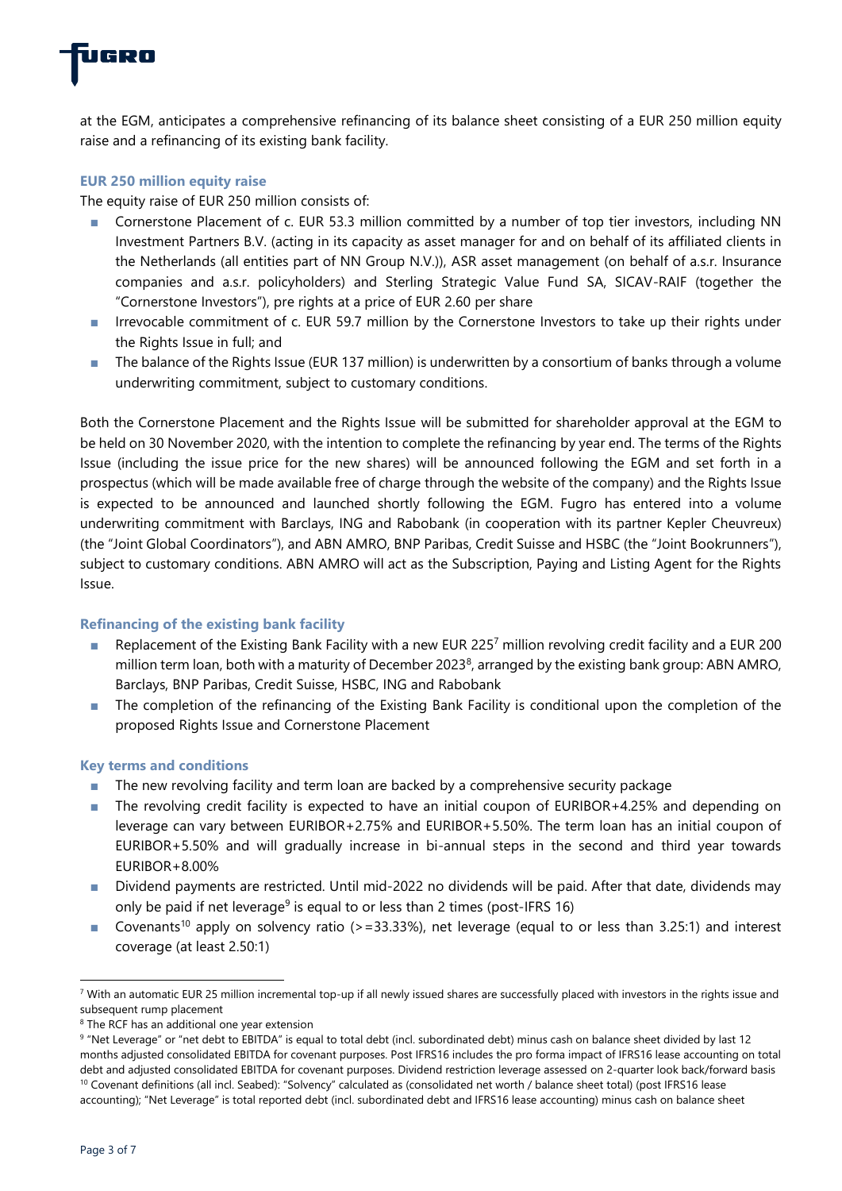at the EGM, anticipates a comprehensive refinancing of its balance sheet consisting of a EUR 250 million equity raise and a refinancing of its existing bank facility.

### EUR 250 million equity raise

The equity raise of EUR 250 million consists of:

- Cornerstone Placement of c. EUR 53.3 million committed by a number of top tier investors, including NN Investment Partners B.V. (acting in its capacity as asset manager for and on behalf of its affiliated clients in the Netherlands (all entities part of NN Group N.V.)), ASR asset management (on behalf of a.s.r. Insurance companies and a.s.r. policyholders) and Sterling Strategic Value Fund SA, SICAV-RAIF (together the "Cornerstone Investors"), pre rights at a price of EUR 2.60 per share
- Irrevocable commitment of c. EUR 59.7 million by the Cornerstone Investors to take up their rights under the Rights Issue in full; and
- The balance of the Rights Issue (EUR 137 million) is underwritten by a consortium of banks through a volume underwriting commitment, subject to customary conditions.

Both the Cornerstone Placement and the Rights Issue will be submitted for shareholder approval at the EGM to be held on 30 November 2020, with the intention to complete the refinancing by year end. The terms of the Rights Issue (including the issue price for the new shares) will be announced following the EGM and set forth in a prospectus (which will be made available free of charge through the website of the company) and the Rights Issue is expected to be announced and launched shortly following the EGM. Fugro has entered into a volume underwriting commitment with Barclays, ING and Rabobank (in cooperation with its partner Kepler Cheuvreux) (the "Joint Global Coordinators"), and ABN AMRO, BNP Paribas, Credit Suisse and HSBC (the "Joint Bookrunners"), subject to customary conditions. ABN AMRO will act as the Subscription, Paying and Listing Agent for the Rights Issue.

### Refinancing of the existing bank facility

- Replacement of the Existing Bank Facility with a new EUR 225[7] million revolving credit facility and a EUR 200 million term loan, both with a maturity of December 2023[8], arranged by the existing bank group: ABN AMRO, Barclays, BNP Paribas, Credit Suisse, HSBC, ING and Rabobank
- The completion of the refinancing of the Existing Bank Facility is conditional upon the completion of the proposed Rights Issue and Cornerstone Placement

### Key terms and conditions

- The new revolving facility and term loan are backed by a comprehensive security package
- The revolving credit facility is expected to have an initial coupon of EURIBOR+4.25% and depending on leverage can vary between EURIBOR+2.75% and EURIBOR+5.50%. The term loan has an initial coupon of EURIBOR+5.50% and will gradually increase in bi-annual steps in the second and third year towards EURIBOR+8.00%
- Dividend payments are restricted. Until mid-2022 no dividends will be paid. After that date, dividends may only be paid if net leverage[9] is equal to or less than 2 times (post-IFRS 16)
- Covenants[10] apply on solvency ratio (>=33.33%), net leverage (equal to or less than 3.25:1) and interest coverage (at least 2.50:1)

---

[7] With an automatic EUR 25 million incremental top-up if all newly issued shares are successfully placed with investors in the rights issue and subsequent rump placement

[8] The RCF has an additional one year extension

[9] "Net Leverage" or "net debt to EBITDA" is equal to total debt (incl. subordinated debt) minus cash on balance sheet divided by last 12 months adjusted consolidated EBITDA for covenant purposes. Post IFRS16 includes the pro forma impact of IFRS16 lease accounting on total debt and adjusted consolidated EBITDA for covenant purposes. Dividend restriction leverage assessed on 2-quarter look back/forward basis

[10] Covenant definitions (all incl. Seabed): "Solvency" calculated as (consolidated net worth / balance sheet total) (post IFRS16 lease accounting); "Net Leverage" is total reported debt (incl. subordinated debt and IFRS16 lease accounting) minus cash on balance sheet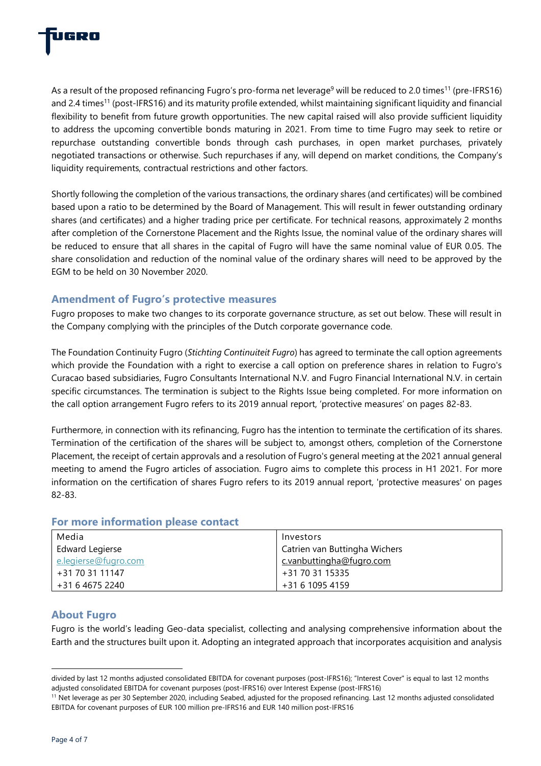As a result of the proposed refinancing Fugro's pro-forma net leverage[9] will be reduced to 2.0 times[11] (pre-IFRS16) and 2.4 times[11] (post-IFRS16) and its maturity profile extended, whilst maintaining significant liquidity and financial flexibility to benefit from future growth opportunities. The new capital raised will also provide sufficient liquidity to address the upcoming convertible bonds maturing in 2021. From time to time Fugro may seek to retire or repurchase outstanding convertible bonds through cash purchases, in open market purchases, privately negotiated transactions or otherwise. Such repurchases if any, will depend on market conditions, the Company's liquidity requirements, contractual restrictions and other factors.

Shortly following the completion of the various transactions, the ordinary shares (and certificates) will be combined based upon a ratio to be determined by the Board of Management. This will result in fewer outstanding ordinary shares (and certificates) and a higher trading price per certificate. For technical reasons, approximately 2 months after completion of the Cornerstone Placement and the Rights Issue, the nominal value of the ordinary shares will be reduced to ensure that all shares in the capital of Fugro will have the same nominal value of EUR 0.05. The share consolidation and reduction of the nominal value of the ordinary shares will need to be approved by the EGM to be held on 30 November 2020.

## Amendment of Fugro's protective measures

Fugro proposes to make two changes to its corporate governance structure, as set out below. These will result in the Company complying with the principles of the Dutch corporate governance code.

The Foundation Continuity Fugro (*Stichting Continuiteit Fugro*) has agreed to terminate the call option agreements which provide the Foundation with a right to exercise a call option on preference shares in relation to Fugro's Curacao based subsidiaries, Fugro Consultants International N.V. and Fugro Financial International N.V. in certain specific circumstances. The termination is subject to the Rights Issue being completed. For more information on the call option arrangement Fugro refers to its 2019 annual report, 'protective measures' on pages 82-83.

Furthermore, in connection with its refinancing, Fugro has the intention to terminate the certification of its shares. Termination of the certification of the shares will be subject to, amongst others, completion of the Cornerstone Placement, the receipt of certain approvals and a resolution of Fugro's general meeting at the 2021 annual general meeting to amend the Fugro articles of association. Fugro aims to complete this process in H1 2021. For more information on the certification of shares Fugro refers to its 2019 annual report, 'protective measures' on pages 82-83.

## For more information please contact

| Media | Investors |
|---|---|
| Edward Legierse | Catrien van Buttingha Wichers |
| e.legierse@fugro.com | c.vanbuttingha@fugro.com |
| +31 70 31 11147 | +31 70 31 15335 |
| +31 6 4675 2240 | +31 6 1095 4159 |

## About Fugro

Fugro is the world's leading Geo-data specialist, collecting and analysing comprehensive information about the Earth and the structures built upon it. Adopting an integrated approach that incorporates acquisition and analysis

---

divided by last 12 months adjusted consolidated EBITDA for covenant purposes (post-IFRS16); "Interest Cover" is equal to last 12 months adjusted consolidated EBITDA for covenant purposes (post-IFRS16) over Interest Expense (post-IFRS16)

[11] Net leverage as per 30 September 2020, including Seabed, adjusted for the proposed refinancing. Last 12 months adjusted consolidated EBITDA for covenant purposes of EUR 100 million pre-IFRS16 and EUR 140 million post-IFRS16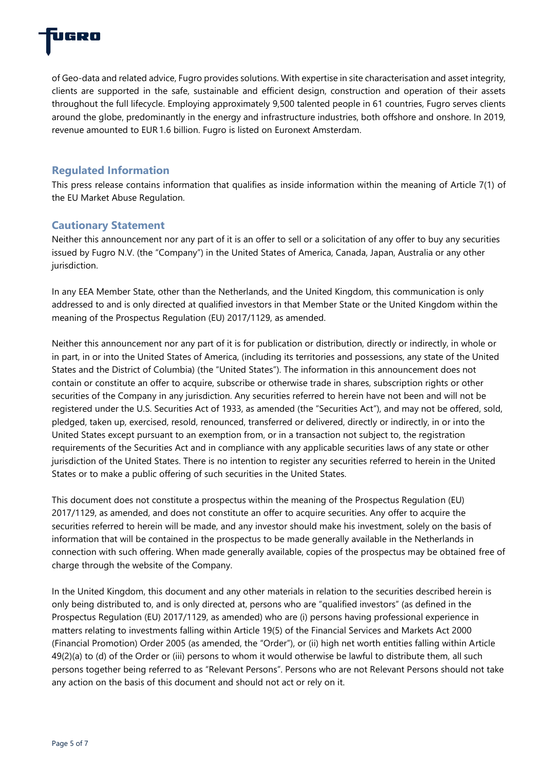of Geo-data and related advice, Fugro provides solutions. With expertise in site characterisation and asset integrity, clients are supported in the safe, sustainable and efficient design, construction and operation of their assets throughout the full lifecycle. Employing approximately 9,500 talented people in 61 countries, Fugro serves clients around the globe, predominantly in the energy and infrastructure industries, both offshore and onshore. In 2019, revenue amounted to EUR 1.6 billion. Fugro is listed on Euronext Amsterdam.

## Regulated Information

This press release contains information that qualifies as inside information within the meaning of Article 7(1) of the EU Market Abuse Regulation.

## Cautionary Statement

Neither this announcement nor any part of it is an offer to sell or a solicitation of any offer to buy any securities issued by Fugro N.V. (the "Company") in the United States of America, Canada, Japan, Australia or any other jurisdiction.

In any EEA Member State, other than the Netherlands, and the United Kingdom, this communication is only addressed to and is only directed at qualified investors in that Member State or the United Kingdom within the meaning of the Prospectus Regulation (EU) 2017/1129, as amended.

Neither this announcement nor any part of it is for publication or distribution, directly or indirectly, in whole or in part, in or into the United States of America, (including its territories and possessions, any state of the United States and the District of Columbia) (the "United States"). The information in this announcement does not contain or constitute an offer to acquire, subscribe or otherwise trade in shares, subscription rights or other securities of the Company in any jurisdiction. Any securities referred to herein have not been and will not be registered under the U.S. Securities Act of 1933, as amended (the "Securities Act"), and may not be offered, sold, pledged, taken up, exercised, resold, renounced, transferred or delivered, directly or indirectly, in or into the United States except pursuant to an exemption from, or in a transaction not subject to, the registration requirements of the Securities Act and in compliance with any applicable securities laws of any state or other jurisdiction of the United States. There is no intention to register any securities referred to herein in the United States or to make a public offering of such securities in the United States.

This document does not constitute a prospectus within the meaning of the Prospectus Regulation (EU) 2017/1129, as amended, and does not constitute an offer to acquire securities. Any offer to acquire the securities referred to herein will be made, and any investor should make his investment, solely on the basis of information that will be contained in the prospectus to be made generally available in the Netherlands in connection with such offering. When made generally available, copies of the prospectus may be obtained free of charge through the website of the Company.

In the United Kingdom, this document and any other materials in relation to the securities described herein is only being distributed to, and is only directed at, persons who are "qualified investors" (as defined in the Prospectus Regulation (EU) 2017/1129, as amended) who are (i) persons having professional experience in matters relating to investments falling within Article 19(5) of the Financial Services and Markets Act 2000 (Financial Promotion) Order 2005 (as amended, the "Order"), or (ii) high net worth entities falling within Article 49(2)(a) to (d) of the Order or (iii) persons to whom it would otherwise be lawful to distribute them, all such persons together being referred to as "Relevant Persons". Persons who are not Relevant Persons should not take any action on the basis of this document and should not act or rely on it.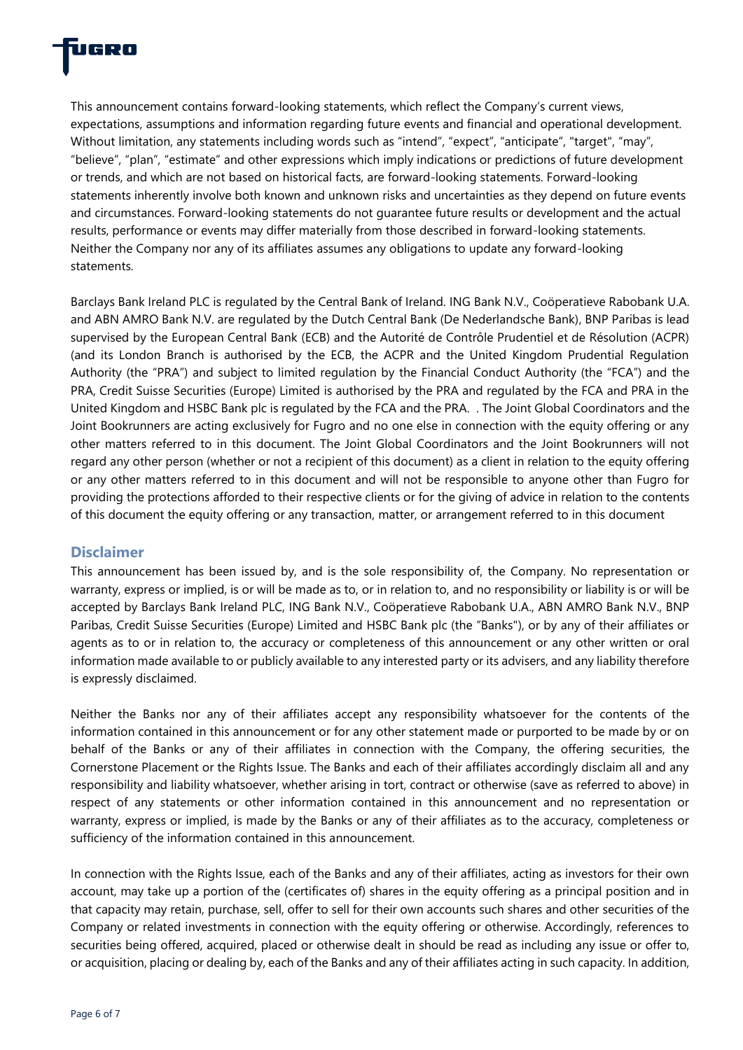This announcement contains forward-looking statements, which reflect the Company's current views, expectations, assumptions and information regarding future events and financial and operational development. Without limitation, any statements including words such as "intend", "expect", "anticipate", "target", "may", "believe", "plan", "estimate" and other expressions which imply indications or predictions of future development or trends, and which are not based on historical facts, are forward-looking statements. Forward-looking statements inherently involve both known and unknown risks and uncertainties as they depend on future events and circumstances. Forward-looking statements do not guarantee future results or development and the actual results, performance or events may differ materially from those described in forward-looking statements. Neither the Company nor any of its affiliates assumes any obligations to update any forward-looking statements.

Barclays Bank Ireland PLC is regulated by the Central Bank of Ireland. ING Bank N.V., Coöperatieve Rabobank U.A. and ABN AMRO Bank N.V. are regulated by the Dutch Central Bank (De Nederlandsche Bank), BNP Paribas is lead supervised by the European Central Bank (ECB) and the Autorité de Contrôle Prudentiel et de Résolution (ACPR) (and its London Branch is authorised by the ECB, the ACPR and the United Kingdom Prudential Regulation Authority (the "PRA") and subject to limited regulation by the Financial Conduct Authority (the "FCA") and the PRA, Credit Suisse Securities (Europe) Limited is authorised by the PRA and regulated by the FCA and PRA in the United Kingdom and HSBC Bank plc is regulated by the FCA and the PRA. . The Joint Global Coordinators and the Joint Bookrunners are acting exclusively for Fugro and no one else in connection with the equity offering or any other matters referred to in this document. The Joint Global Coordinators and the Joint Bookrunners will not regard any other person (whether or not a recipient of this document) as a client in relation to the equity offering or any other matters referred to in this document and will not be responsible to anyone other than Fugro for providing the protections afforded to their respective clients or for the giving of advice in relation to the contents of this document the equity offering or any transaction, matter, or arrangement referred to in this document

## Disclaimer

This announcement has been issued by, and is the sole responsibility of, the Company. No representation or warranty, express or implied, is or will be made as to, or in relation to, and no responsibility or liability is or will be accepted by Barclays Bank Ireland PLC, ING Bank N.V., Coöperatieve Rabobank U.A., ABN AMRO Bank N.V., BNP Paribas, Credit Suisse Securities (Europe) Limited and HSBC Bank plc (the "Banks"), or by any of their affiliates or agents as to or in relation to, the accuracy or completeness of this announcement or any other written or oral information made available to or publicly available to any interested party or its advisers, and any liability therefore is expressly disclaimed.

Neither the Banks nor any of their affiliates accept any responsibility whatsoever for the contents of the information contained in this announcement or for any other statement made or purported to be made by or on behalf of the Banks or any of their affiliates in connection with the Company, the offering securities, the Cornerstone Placement or the Rights Issue. The Banks and each of their affiliates accordingly disclaim all and any responsibility and liability whatsoever, whether arising in tort, contract or otherwise (save as referred to above) in respect of any statements or other information contained in this announcement and no representation or warranty, express or implied, is made by the Banks or any of their affiliates as to the accuracy, completeness or sufficiency of the information contained in this announcement.

In connection with the Rights Issue, each of the Banks and any of their affiliates, acting as investors for their own account, may take up a portion of the (certificates of) shares in the equity offering as a principal position and in that capacity may retain, purchase, sell, offer to sell for their own accounts such shares and other securities of the Company or related investments in connection with the equity offering or otherwise. Accordingly, references to securities being offered, acquired, placed or otherwise dealt in should be read as including any issue or offer to, or acquisition, placing or dealing by, each of the Banks and any of their affiliates acting in such capacity. In addition,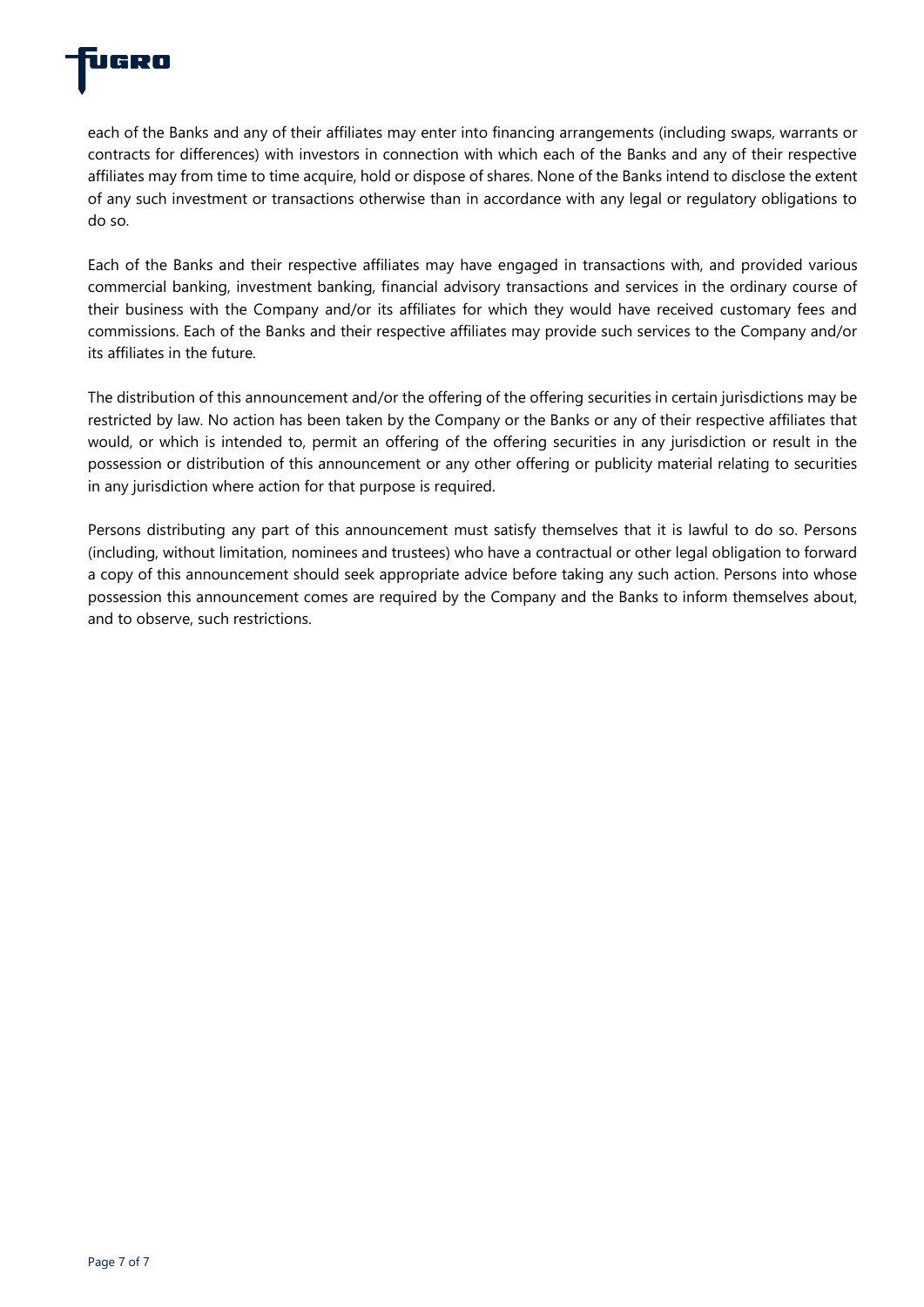each of the Banks and any of their affiliates may enter into financing arrangements (including swaps, warrants or contracts for differences) with investors in connection with which each of the Banks and any of their respective affiliates may from time to time acquire, hold or dispose of shares. None of the Banks intend to disclose the extent of any such investment or transactions otherwise than in accordance with any legal or regulatory obligations to do so.

Each of the Banks and their respective affiliates may have engaged in transactions with, and provided various commercial banking, investment banking, financial advisory transactions and services in the ordinary course of their business with the Company and/or its affiliates for which they would have received customary fees and commissions. Each of the Banks and their respective affiliates may provide such services to the Company and/or its affiliates in the future.

The distribution of this announcement and/or the offering of the offering securities in certain jurisdictions may be restricted by law. No action has been taken by the Company or the Banks or any of their respective affiliates that would, or which is intended to, permit an offering of the offering securities in any jurisdiction or result in the possession or distribution of this announcement or any other offering or publicity material relating to securities in any jurisdiction where action for that purpose is required.

Persons distributing any part of this announcement must satisfy themselves that it is lawful to do so. Persons (including, without limitation, nominees and trustees) who have a contractual or other legal obligation to forward a copy of this announcement should seek appropriate advice before taking any such action. Persons into whose possession this announcement comes are required by the Company and the Banks to inform themselves about, and to observe, such restrictions.